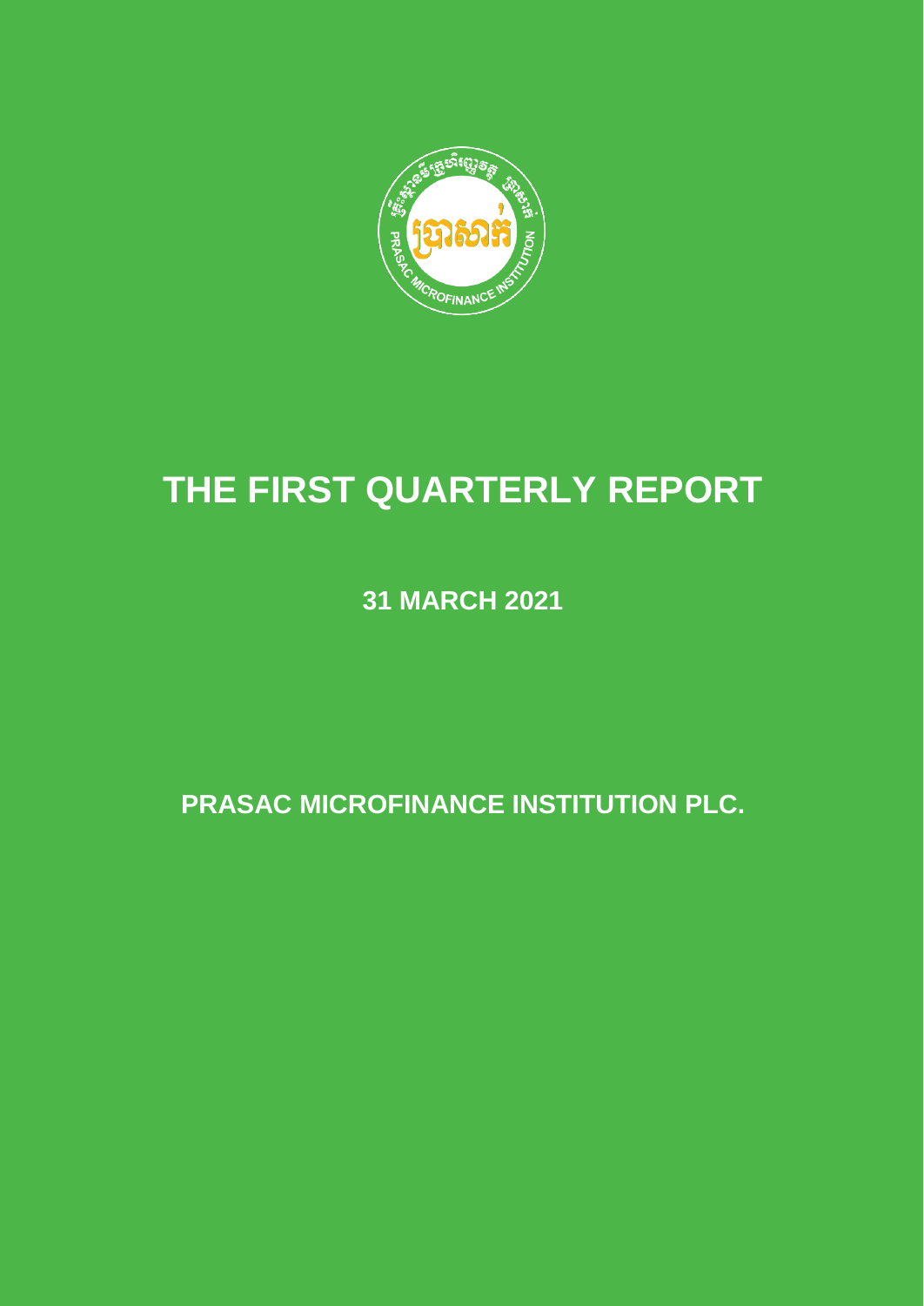# THE FIRST QUARTERLY REPORT

**31 MARCH 2021**

**PRASAC MICROFINANCE INSTITUTION PLC.**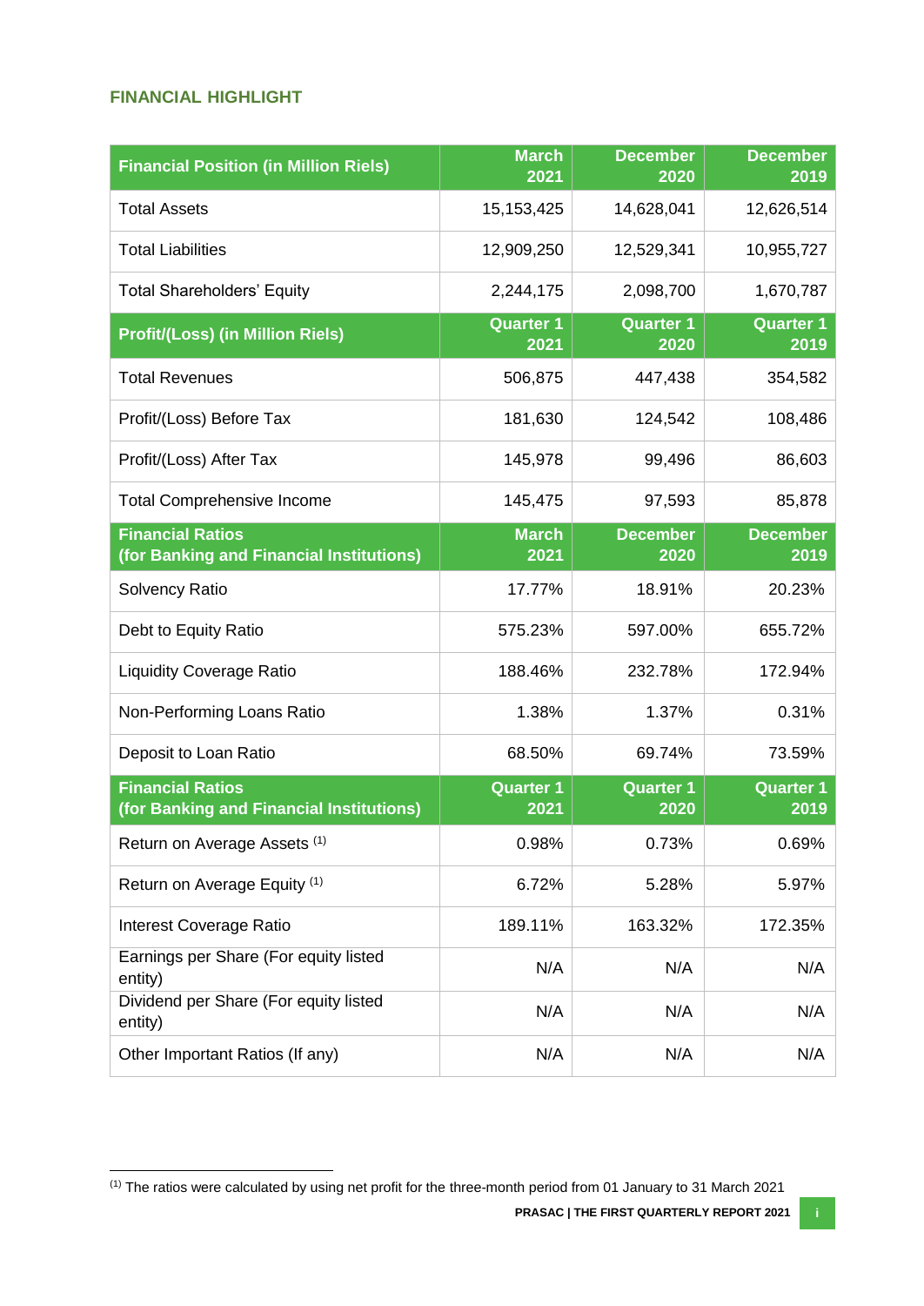## FINANCIAL HIGHLIGHT

| Financial Position (in Million Riels) | March 2021 | December 2020 | December 2019 |
|---|---|---|---|
| Total Assets | 15,153,425 | 14,628,041 | 12,626,514 |
| Total Liabilities | 12,909,250 | 12,529,341 | 10,955,727 |
| Total Shareholders' Equity | 2,244,175 | 2,098,700 | 1,670,787 |
| **Profit/(Loss) (in Million Riels)** | **Quarter 1 2021** | **Quarter 1 2020** | **Quarter 1 2019** |
| Total Revenues | 506,875 | 447,438 | 354,582 |
| Profit/(Loss) Before Tax | 181,630 | 124,542 | 108,486 |
| Profit/(Loss) After Tax | 145,978 | 99,496 | 86,603 |
| Total Comprehensive Income | 145,475 | 97,593 | 85,878 |
| **Financial Ratios (for Banking and Financial Institutions)** | **March 2021** | **December 2020** | **December 2019** |
| Solvency Ratio | 17.77% | 18.91% | 20.23% |
| Debt to Equity Ratio | 575.23% | 597.00% | 655.72% |
| Liquidity Coverage Ratio | 188.46% | 232.78% | 172.94% |
| Non-Performing Loans Ratio | 1.38% | 1.37% | 0.31% |
| Deposit to Loan Ratio | 68.50% | 69.74% | 73.59% |
| **Financial Ratios (for Banking and Financial Institutions)** | **Quarter 1 2021** | **Quarter 1 2020** | **Quarter 1 2019** |
| Return on Average Assets [(1)] | 0.98% | 0.73% | 0.69% |
| Return on Average Equity [(1)] | 6.72% | 5.28% | 5.97% |
| Interest Coverage Ratio | 189.11% | 163.32% | 172.35% |
| Earnings per Share (For equity listed entity) | N/A | N/A | N/A |
| Dividend per Share (For equity listed entity) | N/A | N/A | N/A |
| Other Important Ratios (If any) | N/A | N/A | N/A |

[(1)] The ratios were calculated by using net profit for the three-month period from 01 January to 31 March 2021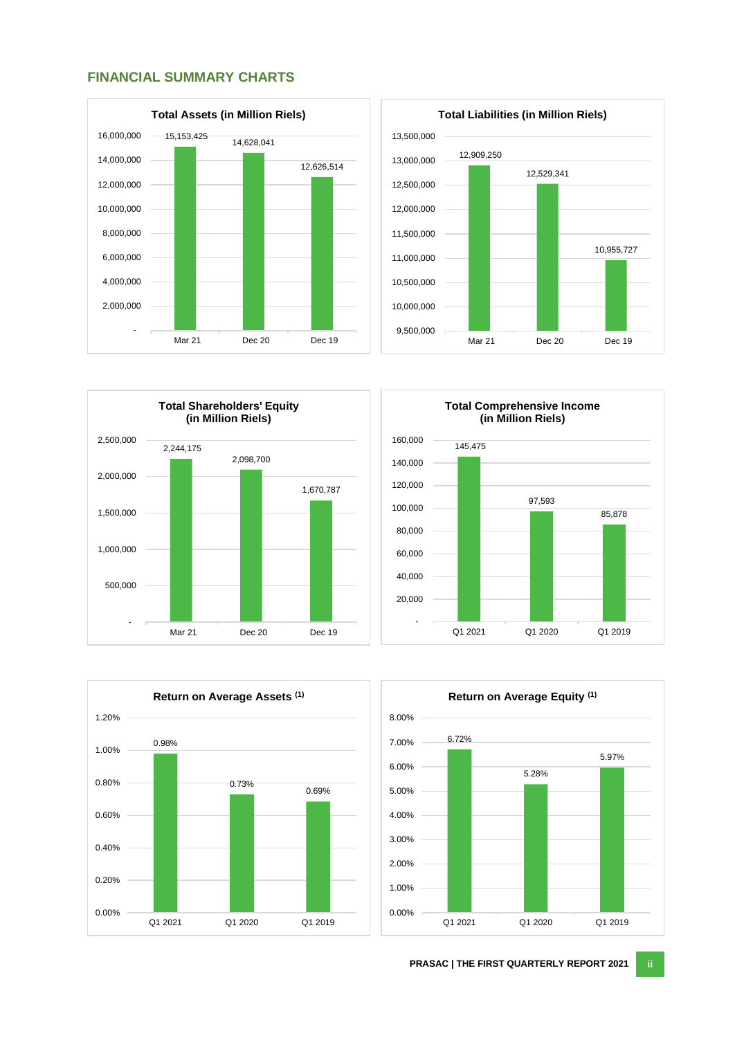## FINANCIAL SUMMARY CHARTS

**Total Assets (in Million Riels)**

| Period | Value |
|---|---|
| Mar 21 | 15,153,425 |
| Dec 20 | 14,628,041 |
| Dec 19 | 12,626,514 |

**Total Liabilities (in Million Riels)**

| Period | Value |
|---|---|
| Mar 21 | 12,909,250 |
| Dec 20 | 12,529,341 |
| Dec 19 | 10,955,727 |

**Total Shareholders' Equity (in Million Riels)**

| Period | Value |
|---|---|
| Mar 21 | 2,244,175 |
| Dec 20 | 2,098,700 |
| Dec 19 | 1,670,787 |

**Total Comprehensive Income (in Million Riels)**

| Period | Value |
|---|---|
| Q1 2021 | 145,475 |
| Q1 2020 | 97,593 |
| Q1 2019 | 85,878 |

**Return on Average Assets [(1)]**

| Period | Value |
|---|---|
| Q1 2021 | 0.98% |
| Q1 2020 | 0.73% |
| Q1 2019 | 0.69% |

**Return on Average Equity [(1)]**

| Period | Value |
|---|---|
| Q1 2021 | 6.72% |
| Q1 2020 | 5.28% |
| Q1 2019 | 5.97% |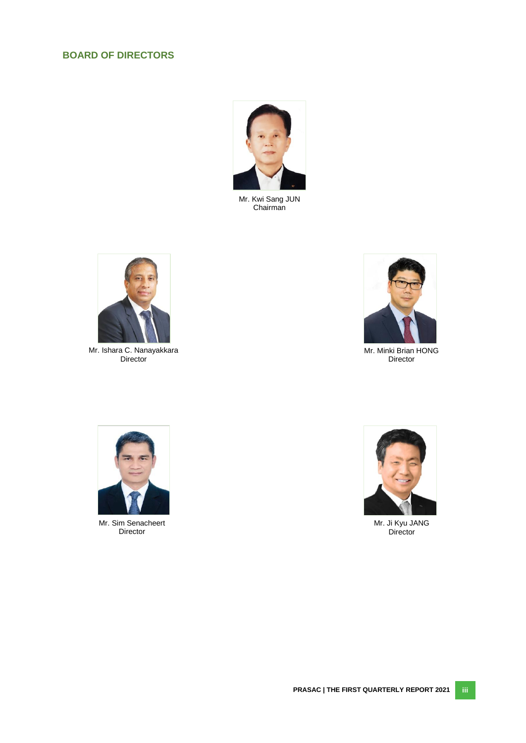## BOARD OF DIRECTORS

Mr. Kwi Sang JUN
Chairman

Mr. Ishara C. Nanayakkara
Director

Mr. Minki Brian HONG
Director

Mr. Sim Senacheert
Director

Mr. Ji Kyu JANG
Director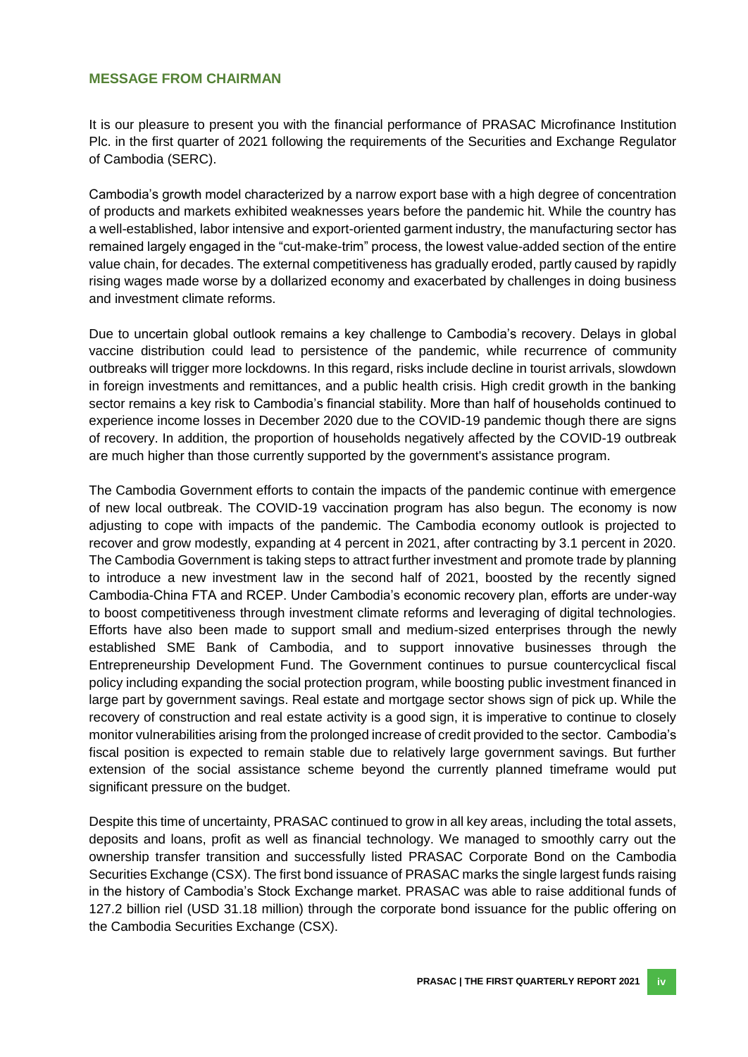## MESSAGE FROM CHAIRMAN

It is our pleasure to present you with the financial performance of PRASAC Microfinance Institution Plc. in the first quarter of 2021 following the requirements of the Securities and Exchange Regulator of Cambodia (SERC).

Cambodia's growth model characterized by a narrow export base with a high degree of concentration of products and markets exhibited weaknesses years before the pandemic hit. While the country has a well-established, labor intensive and export-oriented garment industry, the manufacturing sector has remained largely engaged in the "cut-make-trim" process, the lowest value-added section of the entire value chain, for decades. The external competitiveness has gradually eroded, partly caused by rapidly rising wages made worse by a dollarized economy and exacerbated by challenges in doing business and investment climate reforms.

Due to uncertain global outlook remains a key challenge to Cambodia's recovery. Delays in global vaccine distribution could lead to persistence of the pandemic, while recurrence of community outbreaks will trigger more lockdowns. In this regard, risks include decline in tourist arrivals, slowdown in foreign investments and remittances, and a public health crisis. High credit growth in the banking sector remains a key risk to Cambodia's financial stability. More than half of households continued to experience income losses in December 2020 due to the COVID-19 pandemic though there are signs of recovery. In addition, the proportion of households negatively affected by the COVID-19 outbreak are much higher than those currently supported by the government's assistance program.

The Cambodia Government efforts to contain the impacts of the pandemic continue with emergence of new local outbreak. The COVID-19 vaccination program has also begun. The economy is now adjusting to cope with impacts of the pandemic. The Cambodia economy outlook is projected to recover and grow modestly, expanding at 4 percent in 2021, after contracting by 3.1 percent in 2020. The Cambodia Government is taking steps to attract further investment and promote trade by planning to introduce a new investment law in the second half of 2021, boosted by the recently signed Cambodia-China FTA and RCEP. Under Cambodia's economic recovery plan, efforts are under-way to boost competitiveness through investment climate reforms and leveraging of digital technologies. Efforts have also been made to support small and medium-sized enterprises through the newly established SME Bank of Cambodia, and to support innovative businesses through the Entrepreneurship Development Fund. The Government continues to pursue countercyclical fiscal policy including expanding the social protection program, while boosting public investment financed in large part by government savings. Real estate and mortgage sector shows sign of pick up. While the recovery of construction and real estate activity is a good sign, it is imperative to continue to closely monitor vulnerabilities arising from the prolonged increase of credit provided to the sector. Cambodia's fiscal position is expected to remain stable due to relatively large government savings. But further extension of the social assistance scheme beyond the currently planned timeframe would put significant pressure on the budget.

Despite this time of uncertainty, PRASAC continued to grow in all key areas, including the total assets, deposits and loans, profit as well as financial technology. We managed to smoothly carry out the ownership transfer transition and successfully listed PRASAC Corporate Bond on the Cambodia Securities Exchange (CSX). The first bond issuance of PRASAC marks the single largest funds raising in the history of Cambodia's Stock Exchange market. PRASAC was able to raise additional funds of 127.2 billion riel (USD 31.18 million) through the corporate bond issuance for the public offering on the Cambodia Securities Exchange (CSX).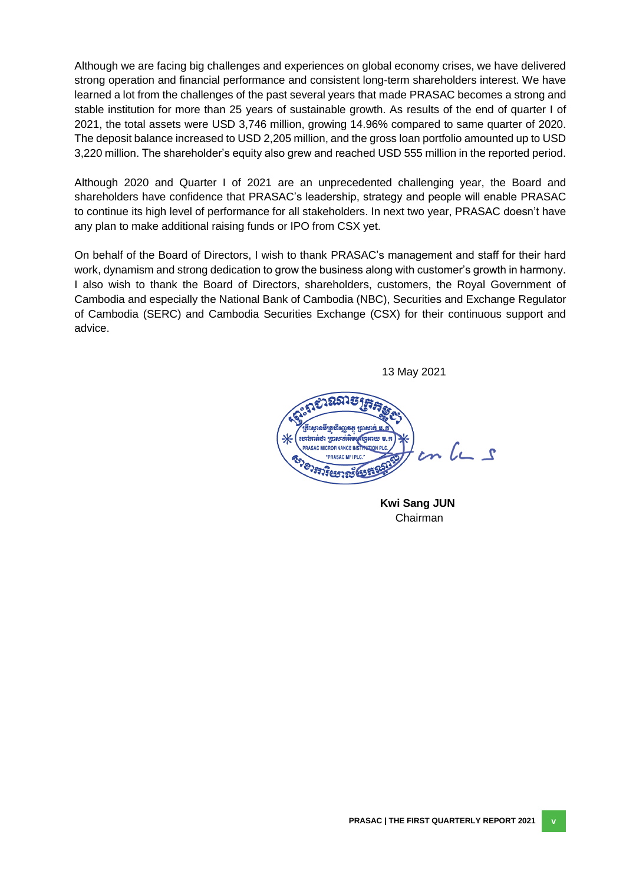Although we are facing big challenges and experiences on global economy crises, we have delivered strong operation and financial performance and consistent long-term shareholders interest. We have learned a lot from the challenges of the past several years that made PRASAC becomes a strong and stable institution for more than 25 years of sustainable growth. As results of the end of quarter I of 2021, the total assets were USD 3,746 million, growing 14.96% compared to same quarter of 2020. The deposit balance increased to USD 2,205 million, and the gross loan portfolio amounted up to USD 3,220 million. The shareholder's equity also grew and reached USD 555 million in the reported period.

Although 2020 and Quarter I of 2021 are an unprecedented challenging year, the Board and shareholders have confidence that PRASAC's leadership, strategy and people will enable PRASAC to continue its high level of performance for all stakeholders. In next two year, PRASAC doesn't have any plan to make additional raising funds or IPO from CSX yet.

On behalf of the Board of Directors, I wish to thank PRASAC's management and staff for their hard work, dynamism and strong dedication to grow the business along with customer's growth in harmony. I also wish to thank the Board of Directors, shareholders, customers, the Royal Government of Cambodia and especially the National Bank of Cambodia (NBC), Securities and Exchange Regulator of Cambodia (SERC) and Cambodia Securities Exchange (CSX) for their continuous support and advice.

13 May 2021

**Kwi Sang JUN**
Chairman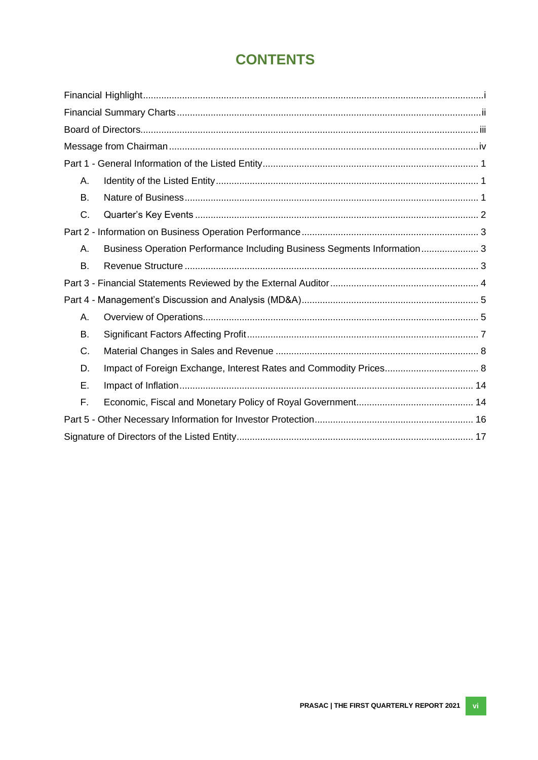# CONTENTS

Financial Highlight ... i

Financial Summary Charts ... ii

Board of Directors ... iii

Message from Chairman ... iv

Part 1 - General Information of the Listed Entity ... 1

- A. Identity of the Listed Entity ... 1
- B. Nature of Business ... 1
- C. Quarter's Key Events ... 2

Part 2 - Information on Business Operation Performance ... 3

- A. Business Operation Performance Including Business Segments Information ... 3
- B. Revenue Structure ... 3

Part 3 - Financial Statements Reviewed by the External Auditor ... 4

Part 4 - Management's Discussion and Analysis (MD&A) ... 5

- A. Overview of Operations ... 5
- B. Significant Factors Affecting Profit ... 7
- C. Material Changes in Sales and Revenue ... 8
- D. Impact of Foreign Exchange, Interest Rates and Commodity Prices ... 8
- E. Impact of Inflation ... 14
- F. Economic, Fiscal and Monetary Policy of Royal Government ... 14

Part 5 - Other Necessary Information for Investor Protection ... 16

Signature of Directors of the Listed Entity ... 17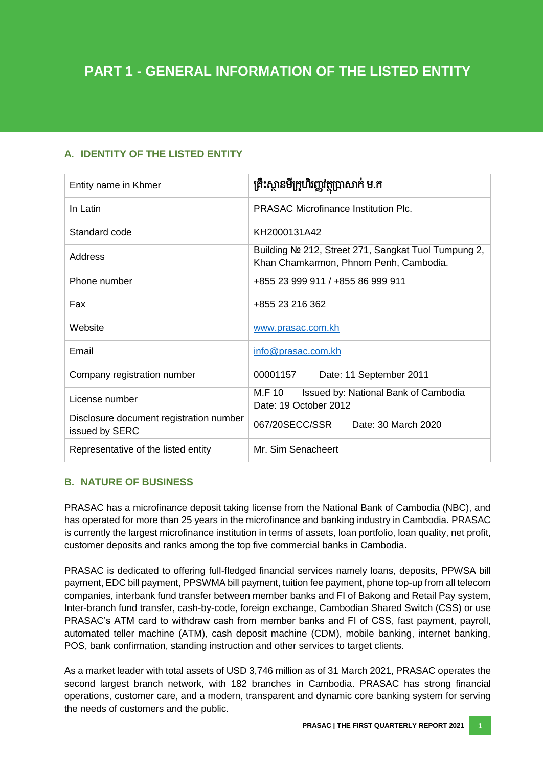# PART 1 - GENERAL INFORMATION OF THE LISTED ENTITY

## A. IDENTITY OF THE LISTED ENTITY

| | |
|---|---|
| Entity name in Khmer | គ្រឹះស្ថានមីក្រូហិរញ្ញវត្ថុប្រាសាក់ ម.ក |
| In Latin | PRASAC Microfinance Institution Plc. |
| Standard code | KH2000131A42 |
| Address | Building № 212, Street 271, Sangkat Tuol Tumpung 2, Khan Chamkarmon, Phnom Penh, Cambodia. |
| Phone number | +855 23 999 911 / +855 86 999 911 |
| Fax | +855 23 216 362 |
| Website | www.prasac.com.kh |
| Email | info@prasac.com.kh |
| Company registration number | 00001157 Date: 11 September 2011 |
| License number | M.F 10 Issued by: National Bank of Cambodia Date: 19 October 2012 |
| Disclosure document registration number issued by SERC | 067/20SECC/SSR Date: 30 March 2020 |
| Representative of the listed entity | Mr. Sim Senacheert |

## B. NATURE OF BUSINESS

PRASAC has a microfinance deposit taking license from the National Bank of Cambodia (NBC), and has operated for more than 25 years in the microfinance and banking industry in Cambodia. PRASAC is currently the largest microfinance institution in terms of assets, loan portfolio, loan quality, net profit, customer deposits and ranks among the top five commercial banks in Cambodia.

PRASAC is dedicated to offering full-fledged financial services namely loans, deposits, PPWSA bill payment, EDC bill payment, PPSWMA bill payment, tuition fee payment, phone top-up from all telecom companies, interbank fund transfer between member banks and FI of Bakong and Retail Pay system, Inter-branch fund transfer, cash-by-code, foreign exchange, Cambodian Shared Switch (CSS) or use PRASAC's ATM card to withdraw cash from member banks and FI of CSS, fast payment, payroll, automated teller machine (ATM), cash deposit machine (CDM), mobile banking, internet banking, POS, bank confirmation, standing instruction and other services to target clients.

As a market leader with total assets of USD 3,746 million as of 31 March 2021, PRASAC operates the second largest branch network, with 182 branches in Cambodia. PRASAC has strong financial operations, customer care, and a modern, transparent and dynamic core banking system for serving the needs of customers and the public.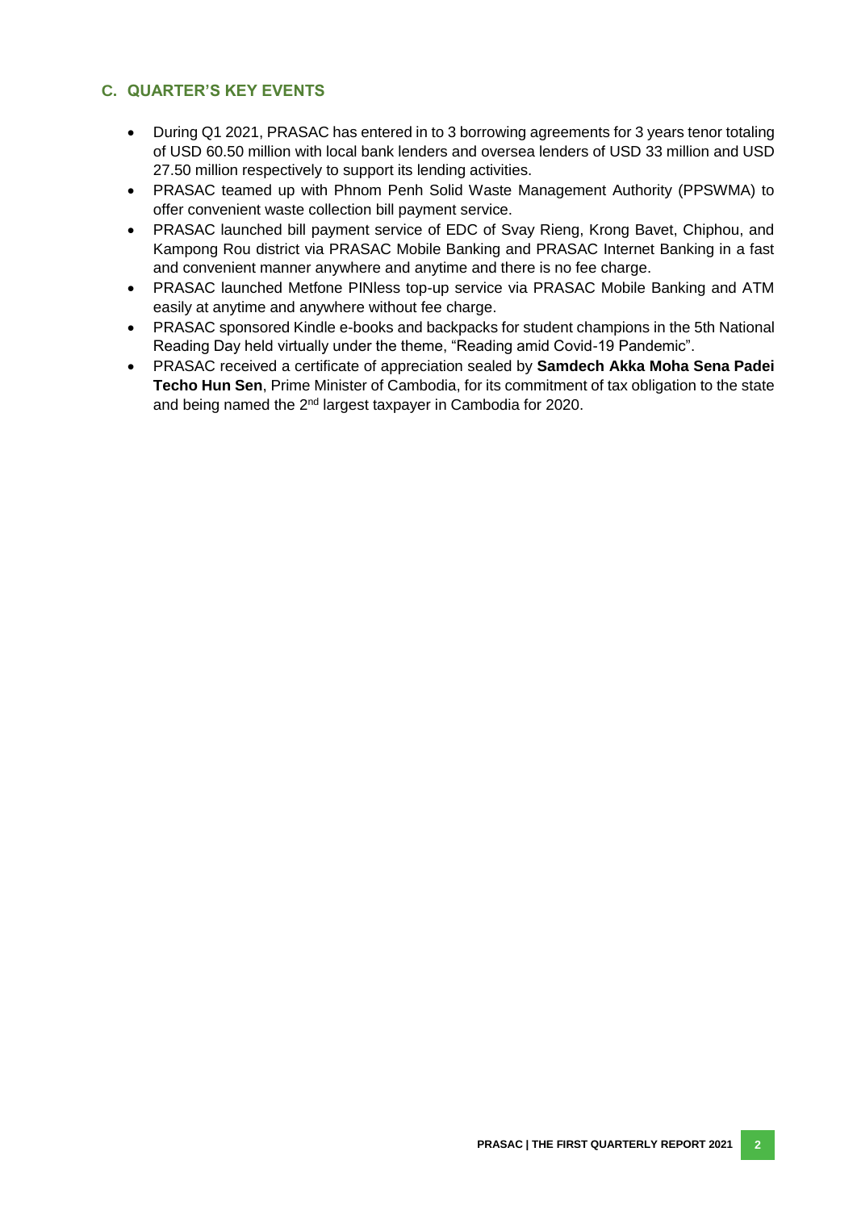## C. QUARTER'S KEY EVENTS

- During Q1 2021, PRASAC has entered in to 3 borrowing agreements for 3 years tenor totaling of USD 60.50 million with local bank lenders and oversea lenders of USD 33 million and USD 27.50 million respectively to support its lending activities.
- PRASAC teamed up with Phnom Penh Solid Waste Management Authority (PPSWMA) to offer convenient waste collection bill payment service.
- PRASAC launched bill payment service of EDC of Svay Rieng, Krong Bavet, Chiphou, and Kampong Rou district via PRASAC Mobile Banking and PRASAC Internet Banking in a fast and convenient manner anywhere and anytime and there is no fee charge.
- PRASAC launched Metfone PINless top-up service via PRASAC Mobile Banking and ATM easily at anytime and anywhere without fee charge.
- PRASAC sponsored Kindle e-books and backpacks for student champions in the 5th National Reading Day held virtually under the theme, "Reading amid Covid-19 Pandemic".
- PRASAC received a certificate of appreciation sealed by **Samdech Akka Moha Sena Padei Techo Hun Sen**, Prime Minister of Cambodia, for its commitment of tax obligation to the state and being named the 2nd largest taxpayer in Cambodia for 2020.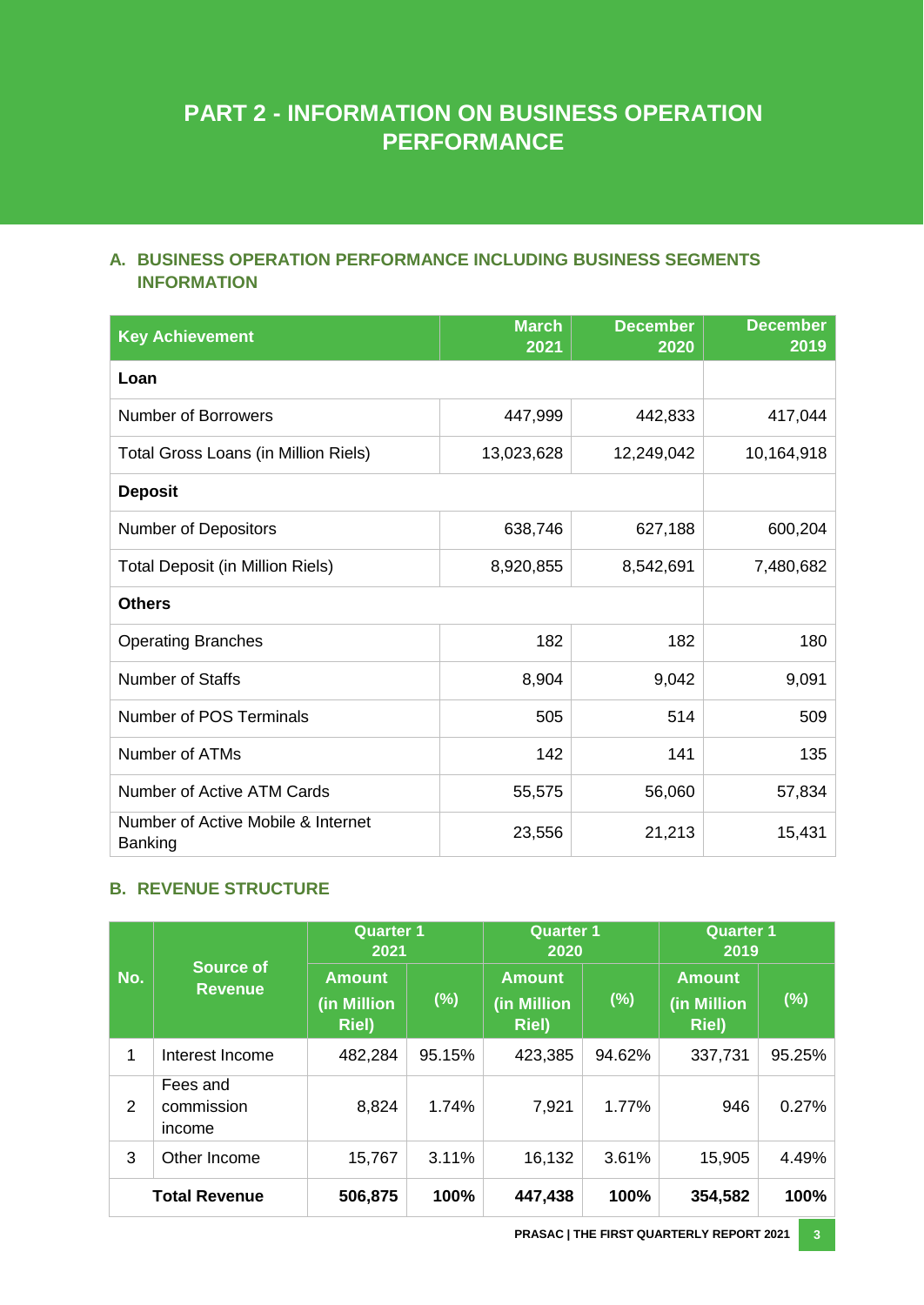# PART 2 - INFORMATION ON BUSINESS OPERATION PERFORMANCE

## A. BUSINESS OPERATION PERFORMANCE INCLUDING BUSINESS SEGMENTS INFORMATION

| Key Achievement | March 2021 | December 2020 | December 2019 |
|---|---|---|---|
| **Loan** | | | |
| Number of Borrowers | 447,999 | 442,833 | 417,044 |
| Total Gross Loans (in Million Riels) | 13,023,628 | 12,249,042 | 10,164,918 |
| **Deposit** | | | |
| Number of Depositors | 638,746 | 627,188 | 600,204 |
| Total Deposit (in Million Riels) | 8,920,855 | 8,542,691 | 7,480,682 |
| **Others** | | | |
| Operating Branches | 182 | 182 | 180 |
| Number of Staffs | 8,904 | 9,042 | 9,091 |
| Number of POS Terminals | 505 | 514 | 509 |
| Number of ATMs | 142 | 141 | 135 |
| Number of Active ATM Cards | 55,575 | 56,060 | 57,834 |
| Number of Active Mobile & Internet Banking | 23,556 | 21,213 | 15,431 |

## B. REVENUE STRUCTURE

| No. | Source of Revenue | Quarter 1 2021 | | Quarter 1 2020 | | Quarter 1 2019 | |
|---|---|---|---|---|---|---|---|
| | | Amount (in Million Riel) | (%) | Amount (in Million Riel) | (%) | Amount (in Million Riel) | (%) |
| 1 | Interest Income | 482,284 | 95.15% | 423,385 | 94.62% | 337,731 | 95.25% |
| 2 | Fees and commission income | 8,824 | 1.74% | 7,921 | 1.77% | 946 | 0.27% |
| 3 | Other Income | 15,767 | 3.11% | 16,132 | 3.61% | 15,905 | 4.49% |
| | **Total Revenue** | **506,875** | **100%** | **447,438** | **100%** | **354,582** | **100%** |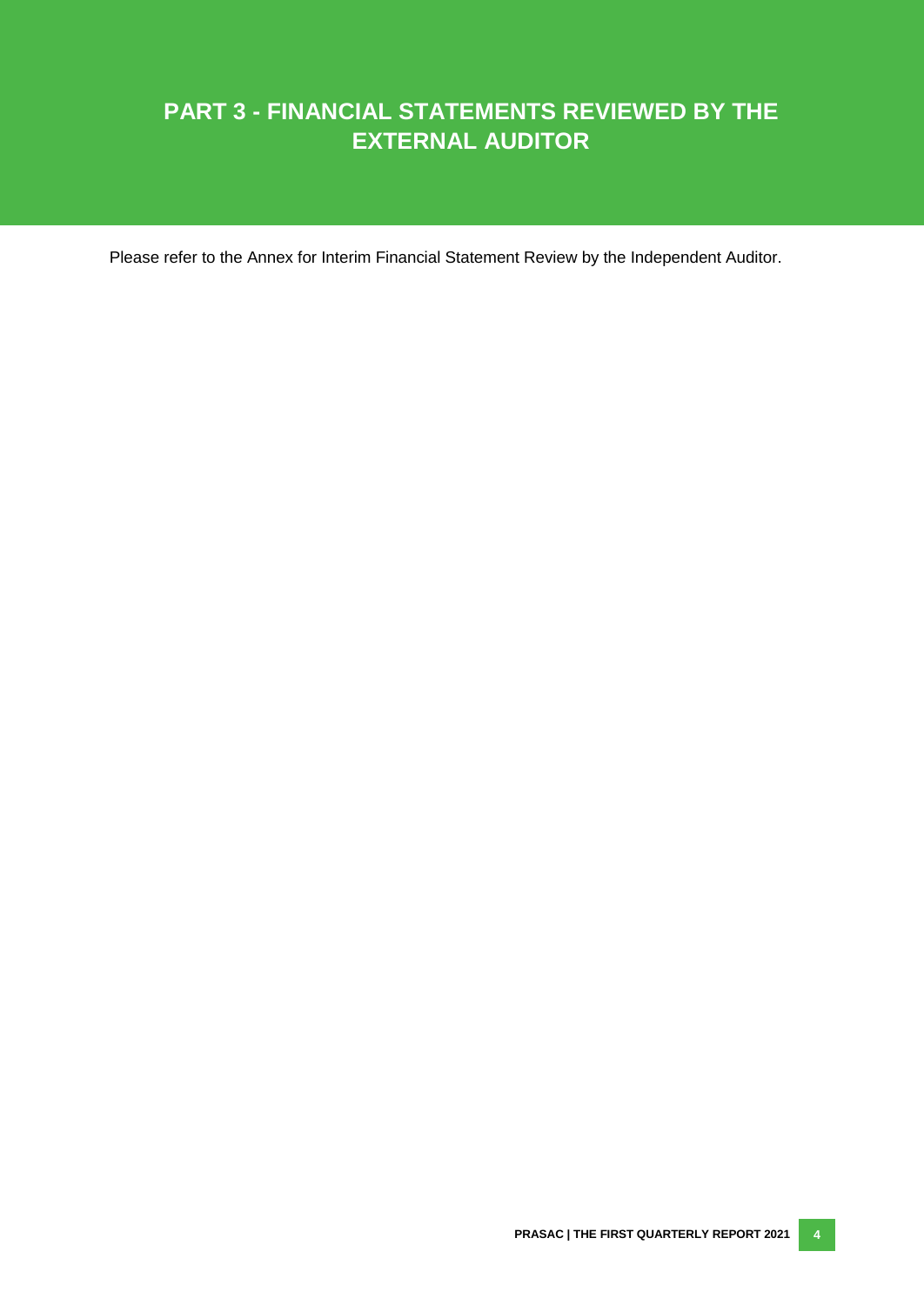# PART 3 - FINANCIAL STATEMENTS REVIEWED BY THE EXTERNAL AUDITOR

Please refer to the Annex for Interim Financial Statement Review by the Independent Auditor.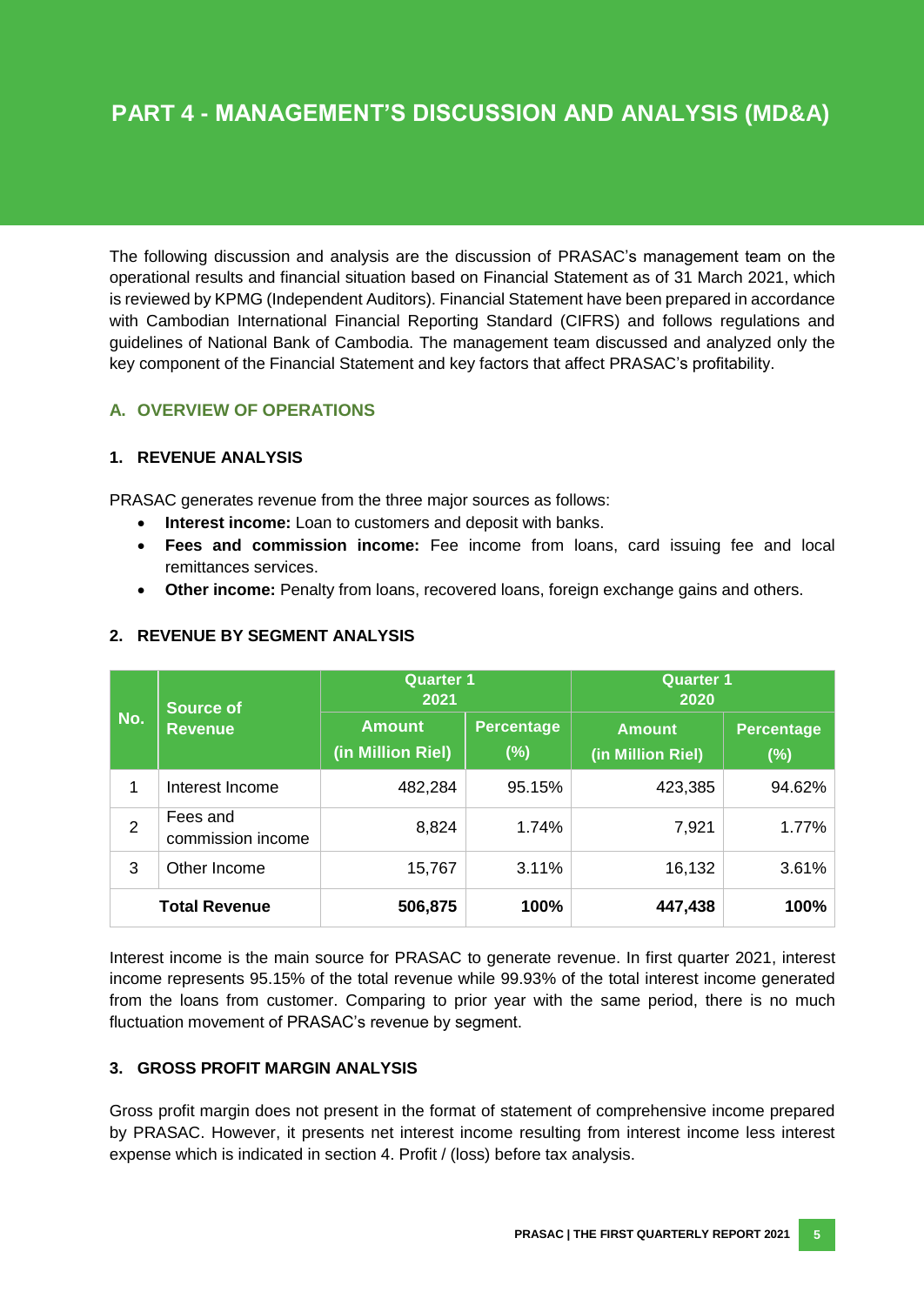# PART 4 - MANAGEMENT'S DISCUSSION AND ANALYSIS (MD&A)

The following discussion and analysis are the discussion of PRASAC's management team on the operational results and financial situation based on Financial Statement as of 31 March 2021, which is reviewed by KPMG (Independent Auditors). Financial Statement have been prepared in accordance with Cambodian International Financial Reporting Standard (CIFRS) and follows regulations and guidelines of National Bank of Cambodia. The management team discussed and analyzed only the key component of the Financial Statement and key factors that affect PRASAC's profitability.

## A. OVERVIEW OF OPERATIONS

### 1. REVENUE ANALYSIS

PRASAC generates revenue from the three major sources as follows:

- **Interest income:** Loan to customers and deposit with banks.
- **Fees and commission income:** Fee income from loans, card issuing fee and local remittances services.
- **Other income:** Penalty from loans, recovered loans, foreign exchange gains and others.

### 2. REVENUE BY SEGMENT ANALYSIS

| No. | Source of Revenue | Quarter 1 2021 | | Quarter 1 2020 | |
|---|---|---|---|---|---|
| | | Amount (in Million Riel) | Percentage (%) | Amount (in Million Riel) | Percentage (%) |
| 1 | Interest Income | 482,284 | 95.15% | 423,385 | 94.62% |
| 2 | Fees and commission income | 8,824 | 1.74% | 7,921 | 1.77% |
| 3 | Other Income | 15,767 | 3.11% | 16,132 | 3.61% |
| | **Total Revenue** | **506,875** | **100%** | **447,438** | **100%** |

Interest income is the main source for PRASAC to generate revenue. In first quarter 2021, interest income represents 95.15% of the total revenue while 99.93% of the total interest income generated from the loans from customer. Comparing to prior year with the same period, there is no much fluctuation movement of PRASAC's revenue by segment.

### 3. GROSS PROFIT MARGIN ANALYSIS

Gross profit margin does not present in the format of statement of comprehensive income prepared by PRASAC. However, it presents net interest income resulting from interest income less interest expense which is indicated in section 4. Profit / (loss) before tax analysis.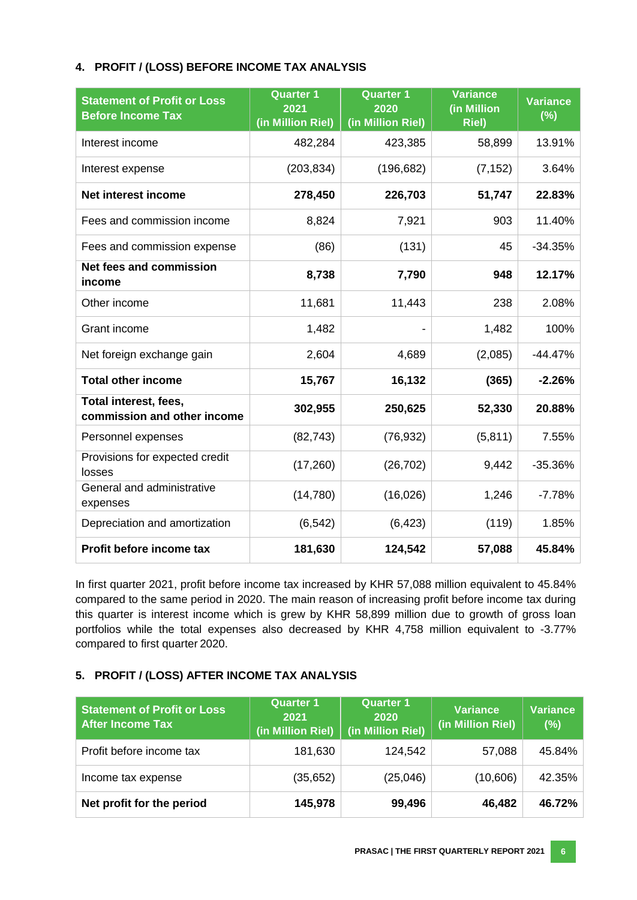## 4. PROFIT / (LOSS) BEFORE INCOME TAX ANALYSIS

| Statement of Profit or Loss Before Income Tax | Quarter 1 2021 (in Million Riel) | Quarter 1 2020 (in Million Riel) | Variance (in Million Riel) | Variance (%) |
|---|---|---|---|---|
| Interest income | 482,284 | 423,385 | 58,899 | 13.91% |
| Interest expense | (203,834) | (196,682) | (7,152) | 3.64% |
| **Net interest income** | **278,450** | **226,703** | **51,747** | **22.83%** |
| Fees and commission income | 8,824 | 7,921 | 903 | 11.40% |
| Fees and commission expense | (86) | (131) | 45 | -34.35% |
| **Net fees and commission income** | **8,738** | **7,790** | **948** | **12.17%** |
| Other income | 11,681 | 11,443 | 238 | 2.08% |
| Grant income | 1,482 | - | 1,482 | 100% |
| Net foreign exchange gain | 2,604 | 4,689 | (2,085) | -44.47% |
| **Total other income** | **15,767** | **16,132** | **(365)** | **-2.26%** |
| **Total interest, fees, commission and other income** | **302,955** | **250,625** | **52,330** | **20.88%** |
| Personnel expenses | (82,743) | (76,932) | (5,811) | 7.55% |
| Provisions for expected credit losses | (17,260) | (26,702) | 9,442 | -35.36% |
| General and administrative expenses | (14,780) | (16,026) | 1,246 | -7.78% |
| Depreciation and amortization | (6,542) | (6,423) | (119) | 1.85% |
| **Profit before income tax** | **181,630** | **124,542** | **57,088** | **45.84%** |

In first quarter 2021, profit before income tax increased by KHR 57,088 million equivalent to 45.84% compared to the same period in 2020. The main reason of increasing profit before income tax during this quarter is interest income which is grew by KHR 58,899 million due to growth of gross loan portfolios while the total expenses also decreased by KHR 4,758 million equivalent to -3.77% compared to first quarter 2020.

## 5. PROFIT / (LOSS) AFTER INCOME TAX ANALYSIS

| Statement of Profit or Loss After Income Tax | Quarter 1 2021 (in Million Riel) | Quarter 1 2020 (in Million Riel) | Variance (in Million Riel) | Variance (%) |
|---|---|---|---|---|
| Profit before income tax | 181,630 | 124,542 | 57,088 | 45.84% |
| Income tax expense | (35,652) | (25,046) | (10,606) | 42.35% |
| **Net profit for the period** | **145,978** | **99,496** | **46,482** | **46.72%** |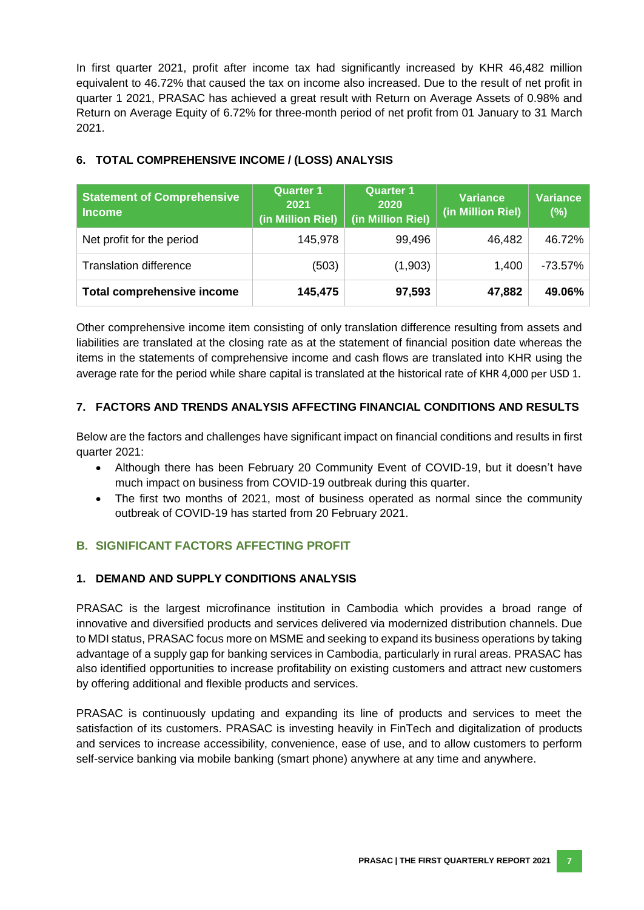In first quarter 2021, profit after income tax had significantly increased by KHR 46,482 million equivalent to 46.72% that caused the tax on income also increased. Due to the result of net profit in quarter 1 2021, PRASAC has achieved a great result with Return on Average Assets of 0.98% and Return on Average Equity of 6.72% for three-month period of net profit from 01 January to 31 March 2021.

### 6. TOTAL COMPREHENSIVE INCOME / (LOSS) ANALYSIS

| Statement of Comprehensive Income | Quarter 1 2021 (in Million Riel) | Quarter 1 2020 (in Million Riel) | Variance (in Million Riel) | Variance (%) |
|---|---|---|---|---|
| Net profit for the period | 145,978 | 99,496 | 46,482 | 46.72% |
| Translation difference | (503) | (1,903) | 1,400 | -73.57% |
| **Total comprehensive income** | **145,475** | **97,593** | **47,882** | **49.06%** |

Other comprehensive income item consisting of only translation difference resulting from assets and liabilities are translated at the closing rate as at the statement of financial position date whereas the items in the statements of comprehensive income and cash flows are translated into KHR using the average rate for the period while share capital is translated at the historical rate of KHR 4,000 per USD 1.

### 7. FACTORS AND TRENDS ANALYSIS AFFECTING FINANCIAL CONDITIONS AND RESULTS

Below are the factors and challenges have significant impact on financial conditions and results in first quarter 2021:

- Although there has been February 20 Community Event of COVID-19, but it doesn't have much impact on business from COVID-19 outbreak during this quarter.
- The first two months of 2021, most of business operated as normal since the community outbreak of COVID-19 has started from 20 February 2021.

## B. SIGNIFICANT FACTORS AFFECTING PROFIT

### 1. DEMAND AND SUPPLY CONDITIONS ANALYSIS

PRASAC is the largest microfinance institution in Cambodia which provides a broad range of innovative and diversified products and services delivered via modernized distribution channels. Due to MDI status, PRASAC focus more on MSME and seeking to expand its business operations by taking advantage of a supply gap for banking services in Cambodia, particularly in rural areas. PRASAC has also identified opportunities to increase profitability on existing customers and attract new customers by offering additional and flexible products and services.

PRASAC is continuously updating and expanding its line of products and services to meet the satisfaction of its customers. PRASAC is investing heavily in FinTech and digitalization of products and services to increase accessibility, convenience, ease of use, and to allow customers to perform self-service banking via mobile banking (smart phone) anywhere at any time and anywhere.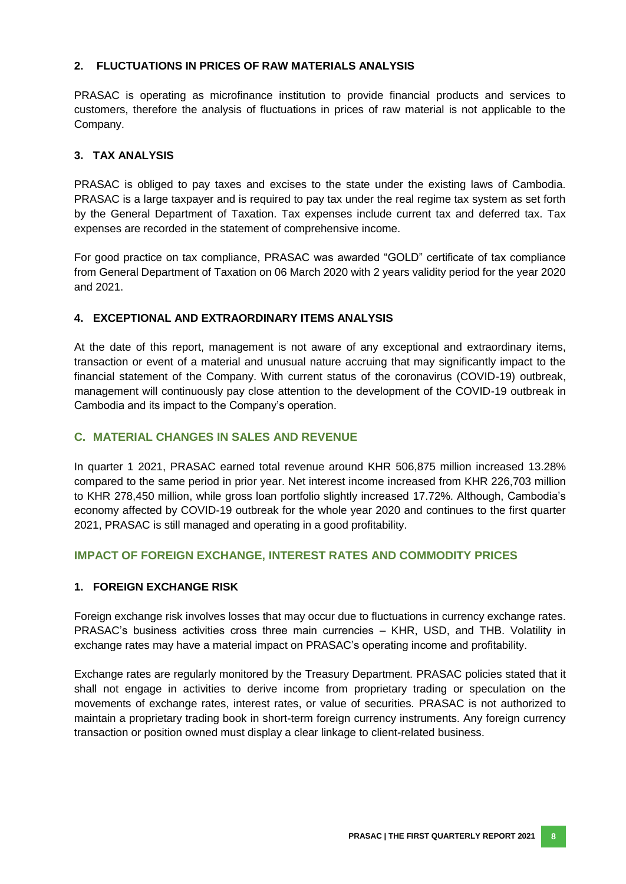### 2. FLUCTUATIONS IN PRICES OF RAW MATERIALS ANALYSIS

PRASAC is operating as microfinance institution to provide financial products and services to customers, therefore the analysis of fluctuations in prices of raw material is not applicable to the Company.

### 3. TAX ANALYSIS

PRASAC is obliged to pay taxes and excises to the state under the existing laws of Cambodia. PRASAC is a large taxpayer and is required to pay tax under the real regime tax system as set forth by the General Department of Taxation. Tax expenses include current tax and deferred tax. Tax expenses are recorded in the statement of comprehensive income.

For good practice on tax compliance, PRASAC was awarded "GOLD" certificate of tax compliance from General Department of Taxation on 06 March 2020 with 2 years validity period for the year 2020 and 2021.

### 4. EXCEPTIONAL AND EXTRAORDINARY ITEMS ANALYSIS

At the date of this report, management is not aware of any exceptional and extraordinary items, transaction or event of a material and unusual nature accruing that may significantly impact to the financial statement of the Company. With current status of the coronavirus (COVID-19) outbreak, management will continuously pay close attention to the development of the COVID-19 outbreak in Cambodia and its impact to the Company's operation.

## C. MATERIAL CHANGES IN SALES AND REVENUE

In quarter 1 2021, PRASAC earned total revenue around KHR 506,875 million increased 13.28% compared to the same period in prior year. Net interest income increased from KHR 226,703 million to KHR 278,450 million, while gross loan portfolio slightly increased 17.72%. Although, Cambodia's economy affected by COVID-19 outbreak for the whole year 2020 and continues to the first quarter 2021, PRASAC is still managed and operating in a good profitability.

## IMPACT OF FOREIGN EXCHANGE, INTEREST RATES AND COMMODITY PRICES

### 1. FOREIGN EXCHANGE RISK

Foreign exchange risk involves losses that may occur due to fluctuations in currency exchange rates. PRASAC's business activities cross three main currencies – KHR, USD, and THB. Volatility in exchange rates may have a material impact on PRASAC's operating income and profitability.

Exchange rates are regularly monitored by the Treasury Department. PRASAC policies stated that it shall not engage in activities to derive income from proprietary trading or speculation on the movements of exchange rates, interest rates, or value of securities. PRASAC is not authorized to maintain a proprietary trading book in short-term foreign currency instruments. Any foreign currency transaction or position owned must display a clear linkage to client-related business.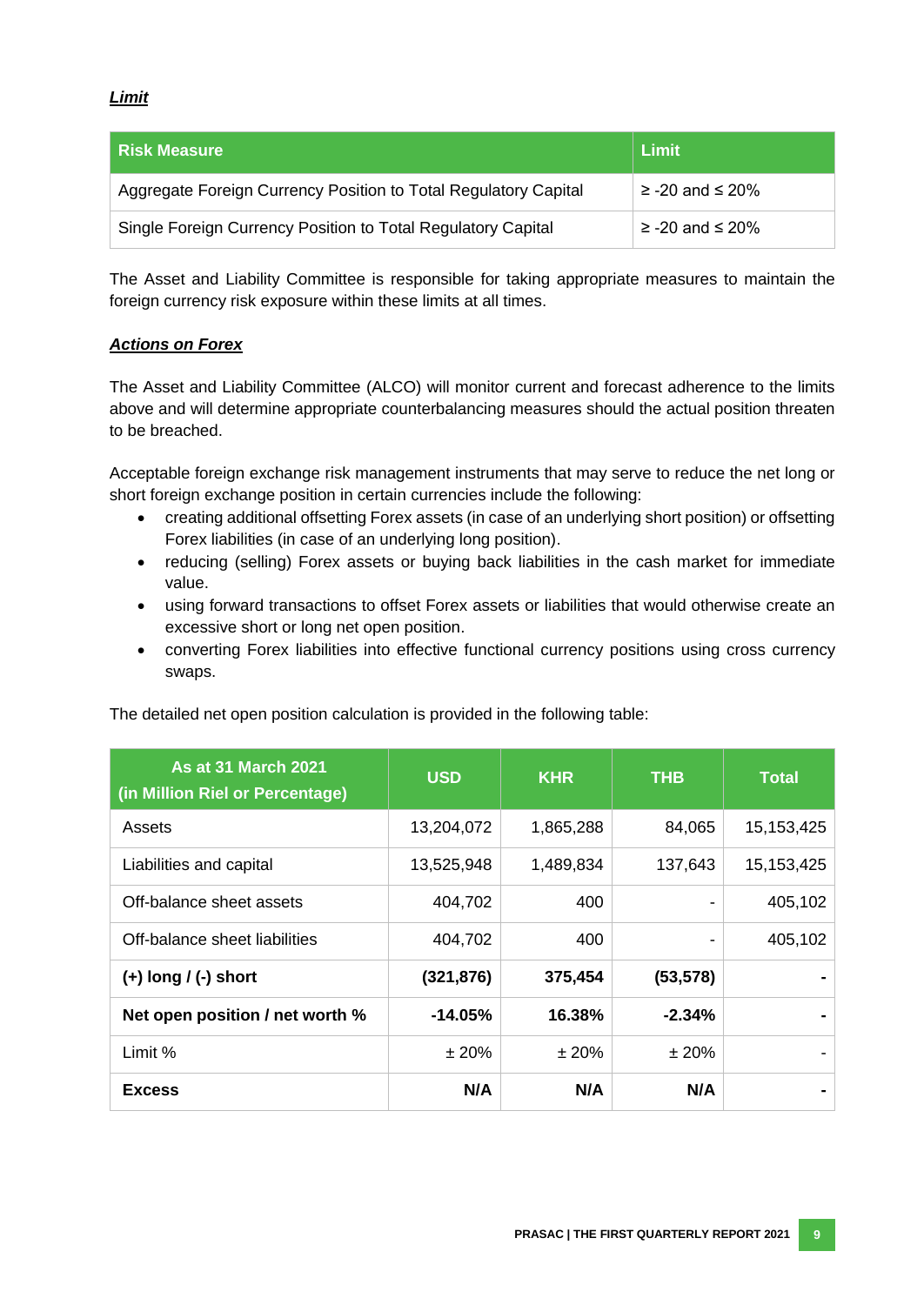***Limit***

| Risk Measure | Limit |
|---|---|
| Aggregate Foreign Currency Position to Total Regulatory Capital | ≥ -20 and ≤ 20% |
| Single Foreign Currency Position to Total Regulatory Capital | ≥ -20 and ≤ 20% |

The Asset and Liability Committee is responsible for taking appropriate measures to maintain the foreign currency risk exposure within these limits at all times.

***Actions on Forex***

The Asset and Liability Committee (ALCO) will monitor current and forecast adherence to the limits above and will determine appropriate counterbalancing measures should the actual position threaten to be breached.

Acceptable foreign exchange risk management instruments that may serve to reduce the net long or short foreign exchange position in certain currencies include the following:

- creating additional offsetting Forex assets (in case of an underlying short position) or offsetting Forex liabilities (in case of an underlying long position).
- reducing (selling) Forex assets or buying back liabilities in the cash market for immediate value.
- using forward transactions to offset Forex assets or liabilities that would otherwise create an excessive short or long net open position.
- converting Forex liabilities into effective functional currency positions using cross currency swaps.

The detailed net open position calculation is provided in the following table:

| As at 31 March 2021 (in Million Riel or Percentage) | USD | KHR | THB | Total |
|---|---|---|---|---|
| Assets | 13,204,072 | 1,865,288 | 84,065 | 15,153,425 |
| Liabilities and capital | 13,525,948 | 1,489,834 | 137,643 | 15,153,425 |
| Off-balance sheet assets | 404,702 | 400 | - | 405,102 |
| Off-balance sheet liabilities | 404,702 | 400 | - | 405,102 |
| **(+) long / (-) short** | **(321,876)** | **375,454** | **(53,578)** | **-** |
| **Net open position / net worth %** | **-14.05%** | **16.38%** | **-2.34%** | **-** |
| Limit % | ± 20% | ± 20% | ± 20% | - |
| **Excess** | **N/A** | **N/A** | **N/A** | **-** |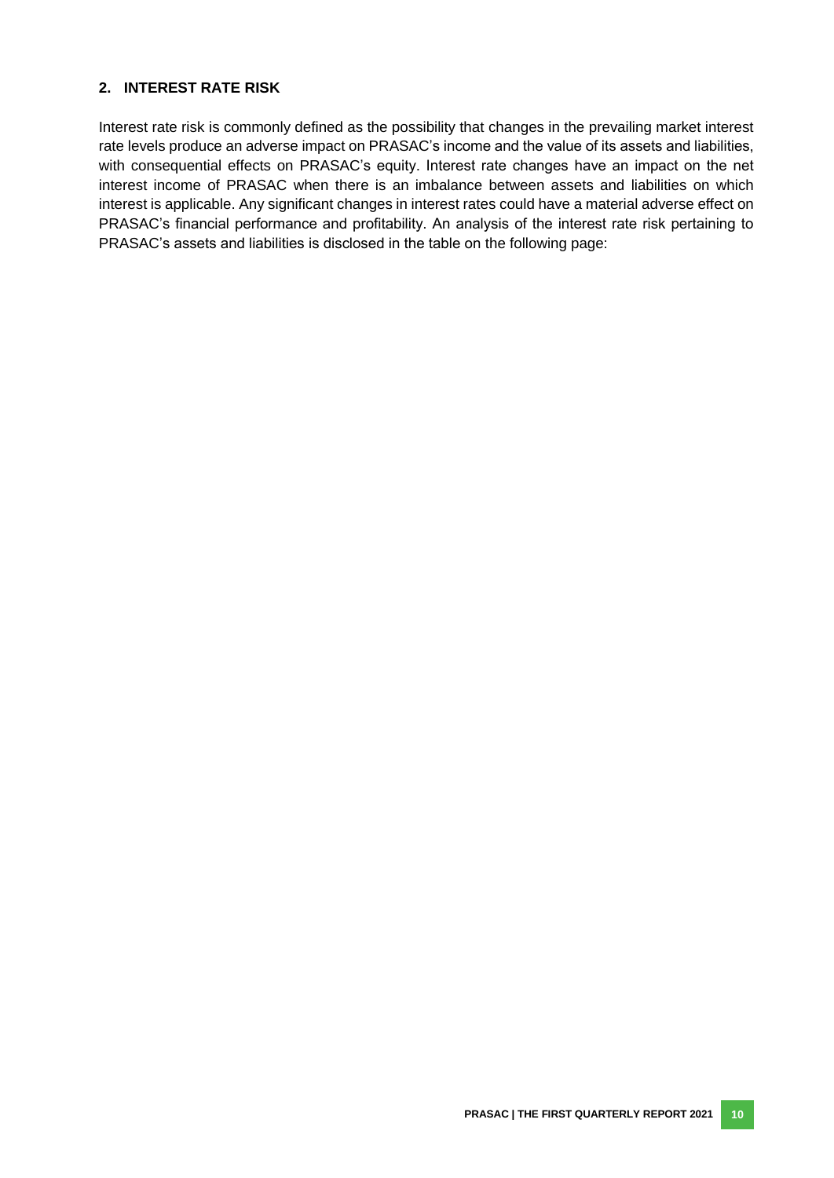## 2. INTEREST RATE RISK

Interest rate risk is commonly defined as the possibility that changes in the prevailing market interest rate levels produce an adverse impact on PRASAC's income and the value of its assets and liabilities, with consequential effects on PRASAC's equity. Interest rate changes have an impact on the net interest income of PRASAC when there is an imbalance between assets and liabilities on which interest is applicable. Any significant changes in interest rates could have a material adverse effect on PRASAC's financial performance and profitability. An analysis of the interest rate risk pertaining to PRASAC's assets and liabilities is disclosed in the table on the following page: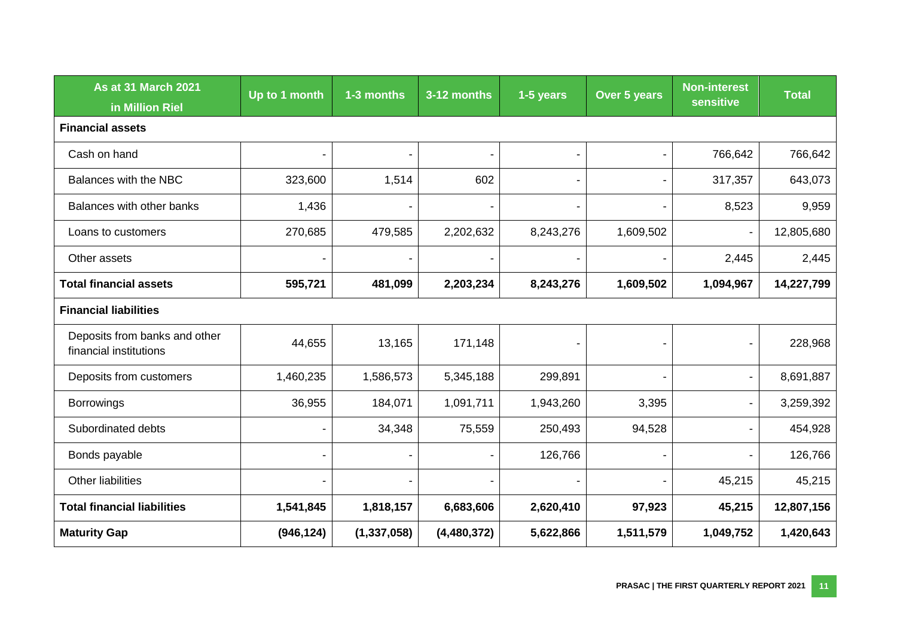| As at 31 March 2021 in Million Riel | Up to 1 month | 1-3 months | 3-12 months | 1-5 years | Over 5 years | Non-interest sensitive | Total |
|---|---|---|---|---|---|---|---|
| **Financial assets** | | | | | | | |
| Cash on hand | - | - | - | - | - | 766,642 | 766,642 |
| Balances with the NBC | 323,600 | 1,514 | 602 | - | - | 317,357 | 643,073 |
| Balances with other banks | 1,436 | - | - | - | - | 8,523 | 9,959 |
| Loans to customers | 270,685 | 479,585 | 2,202,632 | 8,243,276 | 1,609,502 | - | 12,805,680 |
| Other assets | - | - | - | - | - | 2,445 | 2,445 |
| **Total financial assets** | **595,721** | **481,099** | **2,203,234** | **8,243,276** | **1,609,502** | **1,094,967** | **14,227,799** |
| **Financial liabilities** | | | | | | | |
| Deposits from banks and other financial institutions | 44,655 | 13,165 | 171,148 | - | - | - | 228,968 |
| Deposits from customers | 1,460,235 | 1,586,573 | 5,345,188 | 299,891 | - | - | 8,691,887 |
| Borrowings | 36,955 | 184,071 | 1,091,711 | 1,943,260 | 3,395 | - | 3,259,392 |
| Subordinated debts | - | 34,348 | 75,559 | 250,493 | 94,528 | - | 454,928 |
| Bonds payable | - | - | - | 126,766 | - | - | 126,766 |
| Other liabilities | - | - | - | - | - | 45,215 | 45,215 |
| **Total financial liabilities** | **1,541,845** | **1,818,157** | **6,683,606** | **2,620,410** | **97,923** | **45,215** | **12,807,156** |
| **Maturity Gap** | **(946,124)** | **(1,337,058)** | **(4,480,372)** | **5,622,866** | **1,511,579** | **1,049,752** | **1,420,643** |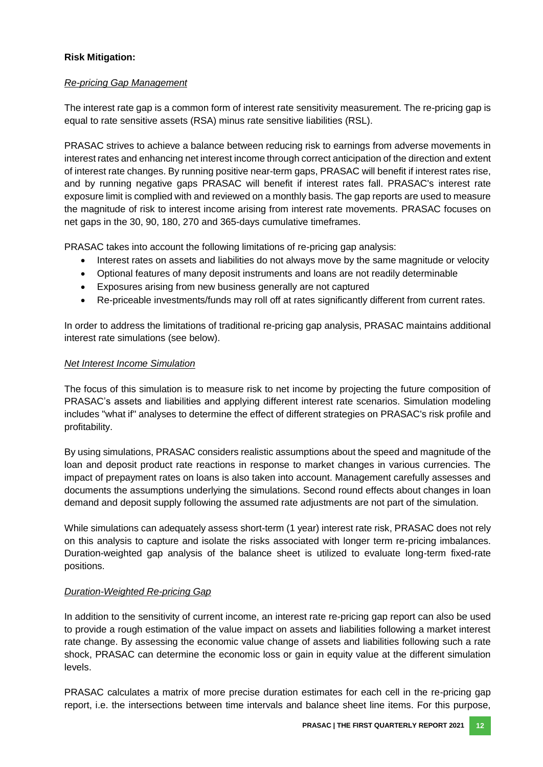**Risk Mitigation:**

*Re-pricing Gap Management*

The interest rate gap is a common form of interest rate sensitivity measurement. The re-pricing gap is equal to rate sensitive assets (RSA) minus rate sensitive liabilities (RSL).

PRASAC strives to achieve a balance between reducing risk to earnings from adverse movements in interest rates and enhancing net interest income through correct anticipation of the direction and extent of interest rate changes. By running positive near-term gaps, PRASAC will benefit if interest rates rise, and by running negative gaps PRASAC will benefit if interest rates fall. PRASAC's interest rate exposure limit is complied with and reviewed on a monthly basis. The gap reports are used to measure the magnitude of risk to interest income arising from interest rate movements. PRASAC focuses on net gaps in the 30, 90, 180, 270 and 365-days cumulative timeframes.

PRASAC takes into account the following limitations of re-pricing gap analysis:

- Interest rates on assets and liabilities do not always move by the same magnitude or velocity
- Optional features of many deposit instruments and loans are not readily determinable
- Exposures arising from new business generally are not captured
- Re-priceable investments/funds may roll off at rates significantly different from current rates.

In order to address the limitations of traditional re-pricing gap analysis, PRASAC maintains additional interest rate simulations (see below).

*Net Interest Income Simulation*

The focus of this simulation is to measure risk to net income by projecting the future composition of PRASAC's assets and liabilities and applying different interest rate scenarios. Simulation modeling includes "what if" analyses to determine the effect of different strategies on PRASAC's risk profile and profitability.

By using simulations, PRASAC considers realistic assumptions about the speed and magnitude of the loan and deposit product rate reactions in response to market changes in various currencies. The impact of prepayment rates on loans is also taken into account. Management carefully assesses and documents the assumptions underlying the simulations. Second round effects about changes in loan demand and deposit supply following the assumed rate adjustments are not part of the simulation.

While simulations can adequately assess short-term (1 year) interest rate risk, PRASAC does not rely on this analysis to capture and isolate the risks associated with longer term re-pricing imbalances. Duration-weighted gap analysis of the balance sheet is utilized to evaluate long-term fixed-rate positions.

*Duration-Weighted Re-pricing Gap*

In addition to the sensitivity of current income, an interest rate re-pricing gap report can also be used to provide a rough estimation of the value impact on assets and liabilities following a market interest rate change. By assessing the economic value change of assets and liabilities following such a rate shock, PRASAC can determine the economic loss or gain in equity value at the different simulation levels.

PRASAC calculates a matrix of more precise duration estimates for each cell in the re-pricing gap report, i.e. the intersections between time intervals and balance sheet line items. For this purpose,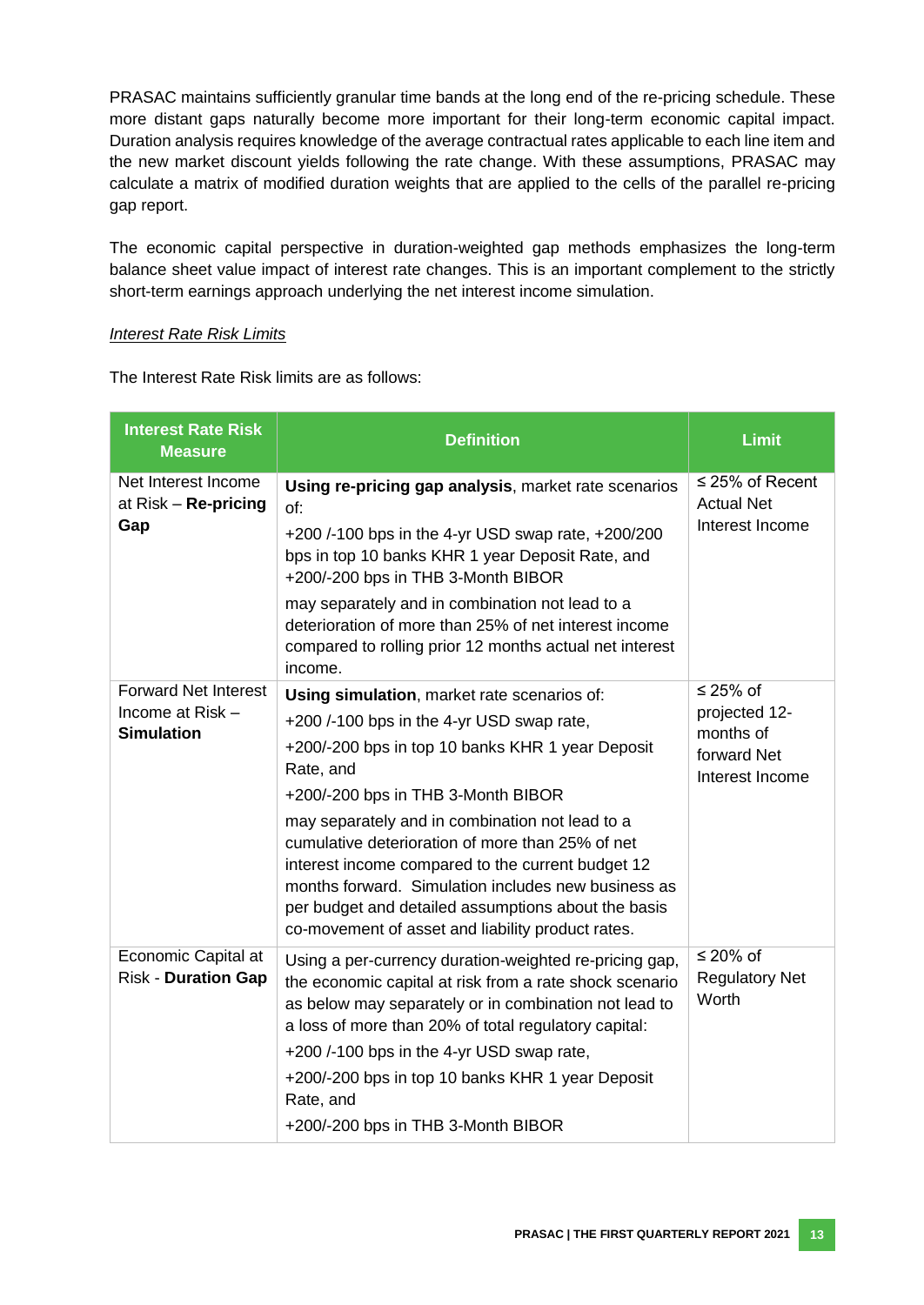PRASAC maintains sufficiently granular time bands at the long end of the re-pricing schedule. These more distant gaps naturally become more important for their long-term economic capital impact. Duration analysis requires knowledge of the average contractual rates applicable to each line item and the new market discount yields following the rate change. With these assumptions, PRASAC may calculate a matrix of modified duration weights that are applied to the cells of the parallel re-pricing gap report.

The economic capital perspective in duration-weighted gap methods emphasizes the long-term balance sheet value impact of interest rate changes. This is an important complement to the strictly short-term earnings approach underlying the net interest income simulation.

*Interest Rate Risk Limits*

The Interest Rate Risk limits are as follows:

| Interest Rate Risk Measure | Definition | Limit |
|---|---|---|
| Net Interest Income at Risk – **Re-pricing Gap** | **Using re-pricing gap analysis**, market rate scenarios of:<br>+200 /-100 bps in the 4-yr USD swap rate, +200/200 bps in top 10 banks KHR 1 year Deposit Rate, and +200/-200 bps in THB 3-Month BIBOR<br>may separately and in combination not lead to a deterioration of more than 25% of net interest income compared to rolling prior 12 months actual net interest income. | ≤ 25% of Recent Actual Net Interest Income |
| Forward Net Interest Income at Risk – **Simulation** | **Using simulation**, market rate scenarios of:<br>+200 /-100 bps in the 4-yr USD swap rate,<br>+200/-200 bps in top 10 banks KHR 1 year Deposit Rate, and<br>+200/-200 bps in THB 3-Month BIBOR<br>may separately and in combination not lead to a cumulative deterioration of more than 25% of net interest income compared to the current budget 12 months forward. Simulation includes new business as per budget and detailed assumptions about the basis co-movement of asset and liability product rates. | ≤ 25% of projected 12-months of forward Net Interest Income |
| Economic Capital at Risk - **Duration Gap** | Using a per-currency duration-weighted re-pricing gap, the economic capital at risk from a rate shock scenario as below may separately or in combination not lead to a loss of more than 20% of total regulatory capital:<br>+200 /-100 bps in the 4-yr USD swap rate,<br>+200/-200 bps in top 10 banks KHR 1 year Deposit Rate, and<br>+200/-200 bps in THB 3-Month BIBOR | ≤ 20% of Regulatory Net Worth |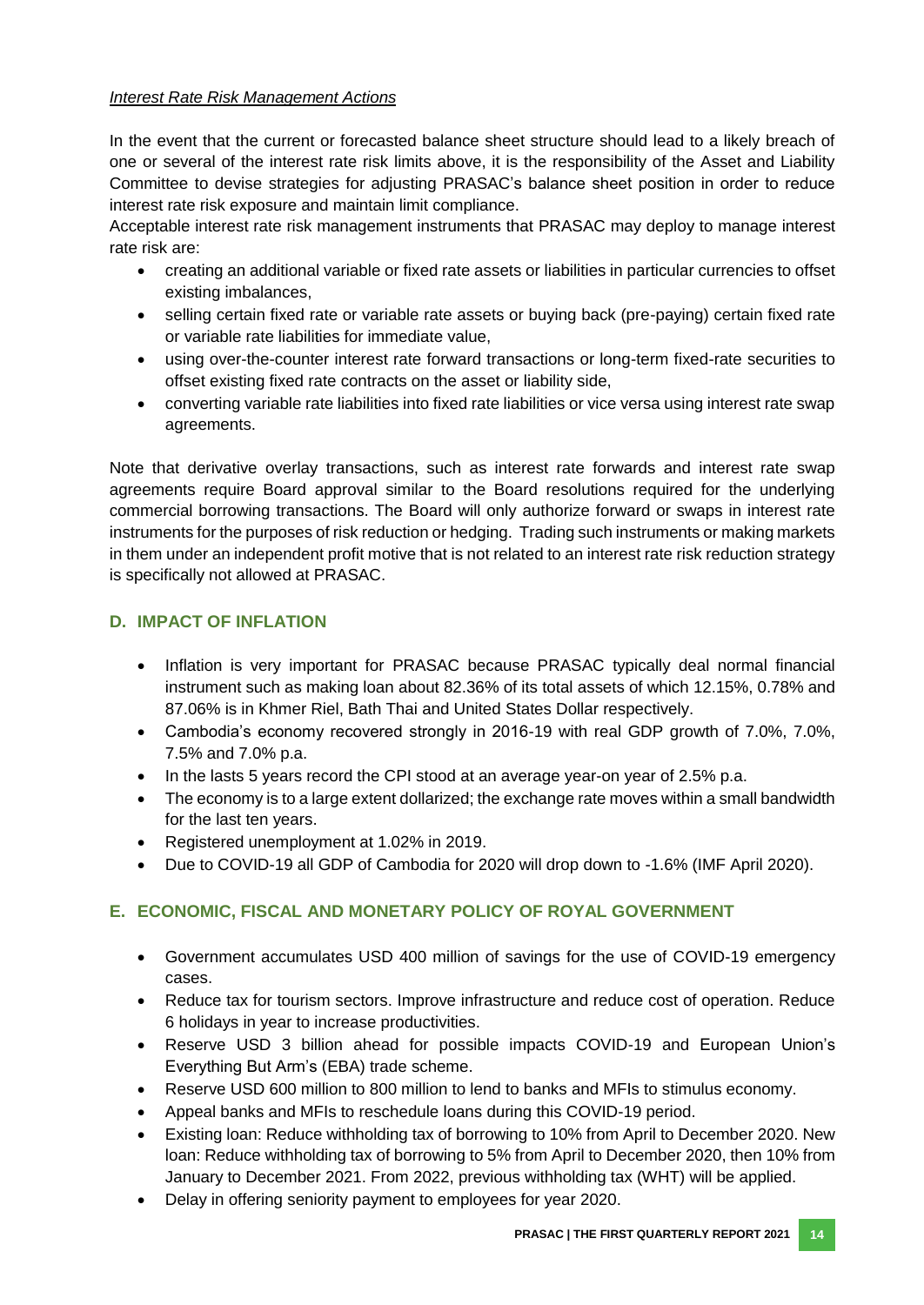*Interest Rate Risk Management Actions*

In the event that the current or forecasted balance sheet structure should lead to a likely breach of one or several of the interest rate risk limits above, it is the responsibility of the Asset and Liability Committee to devise strategies for adjusting PRASAC's balance sheet position in order to reduce interest rate risk exposure and maintain limit compliance.

Acceptable interest rate risk management instruments that PRASAC may deploy to manage interest rate risk are:

- creating an additional variable or fixed rate assets or liabilities in particular currencies to offset existing imbalances,
- selling certain fixed rate or variable rate assets or buying back (pre-paying) certain fixed rate or variable rate liabilities for immediate value,
- using over-the-counter interest rate forward transactions or long-term fixed-rate securities to offset existing fixed rate contracts on the asset or liability side,
- converting variable rate liabilities into fixed rate liabilities or vice versa using interest rate swap agreements.

Note that derivative overlay transactions, such as interest rate forwards and interest rate swap agreements require Board approval similar to the Board resolutions required for the underlying commercial borrowing transactions. The Board will only authorize forward or swaps in interest rate instruments for the purposes of risk reduction or hedging. Trading such instruments or making markets in them under an independent profit motive that is not related to an interest rate risk reduction strategy is specifically not allowed at PRASAC.

## D. IMPACT OF INFLATION

- Inflation is very important for PRASAC because PRASAC typically deal normal financial instrument such as making loan about 82.36% of its total assets of which 12.15%, 0.78% and 87.06% is in Khmer Riel, Bath Thai and United States Dollar respectively.
- Cambodia's economy recovered strongly in 2016-19 with real GDP growth of 7.0%, 7.0%, 7.5% and 7.0% p.a.
- In the lasts 5 years record the CPI stood at an average year-on year of 2.5% p.a.
- The economy is to a large extent dollarized; the exchange rate moves within a small bandwidth for the last ten years.
- Registered unemployment at 1.02% in 2019.
- Due to COVID-19 all GDP of Cambodia for 2020 will drop down to -1.6% (IMF April 2020).

## E. ECONOMIC, FISCAL AND MONETARY POLICY OF ROYAL GOVERNMENT

- Government accumulates USD 400 million of savings for the use of COVID-19 emergency cases.
- Reduce tax for tourism sectors. Improve infrastructure and reduce cost of operation. Reduce 6 holidays in year to increase productivities.
- Reserve USD 3 billion ahead for possible impacts COVID-19 and European Union's Everything But Arm's (EBA) trade scheme.
- Reserve USD 600 million to 800 million to lend to banks and MFIs to stimulus economy.
- Appeal banks and MFIs to reschedule loans during this COVID-19 period.
- Existing loan: Reduce withholding tax of borrowing to 10% from April to December 2020. New loan: Reduce withholding tax of borrowing to 5% from April to December 2020, then 10% from January to December 2021. From 2022, previous withholding tax (WHT) will be applied.
- Delay in offering seniority payment to employees for year 2020.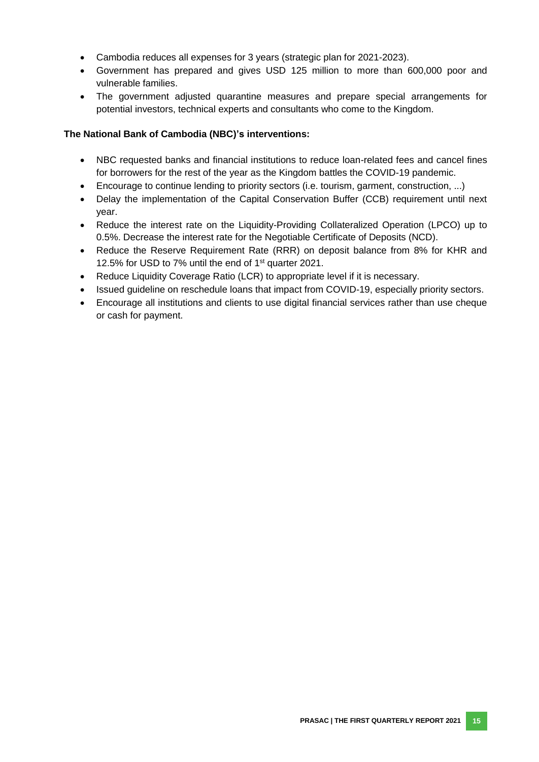- Cambodia reduces all expenses for 3 years (strategic plan for 2021-2023).
- Government has prepared and gives USD 125 million to more than 600,000 poor and vulnerable families.
- The government adjusted quarantine measures and prepare special arrangements for potential investors, technical experts and consultants who come to the Kingdom.

**The National Bank of Cambodia (NBC)'s interventions:**

- NBC requested banks and financial institutions to reduce loan-related fees and cancel fines for borrowers for the rest of the year as the Kingdom battles the COVID-19 pandemic.
- Encourage to continue lending to priority sectors (i.e. tourism, garment, construction, ...)
- Delay the implementation of the Capital Conservation Buffer (CCB) requirement until next year.
- Reduce the interest rate on the Liquidity-Providing Collateralized Operation (LPCO) up to 0.5%. Decrease the interest rate for the Negotiable Certificate of Deposits (NCD).
- Reduce the Reserve Requirement Rate (RRR) on deposit balance from 8% for KHR and 12.5% for USD to 7% until the end of 1st quarter 2021.
- Reduce Liquidity Coverage Ratio (LCR) to appropriate level if it is necessary.
- Issued guideline on reschedule loans that impact from COVID-19, especially priority sectors.
- Encourage all institutions and clients to use digital financial services rather than use cheque or cash for payment.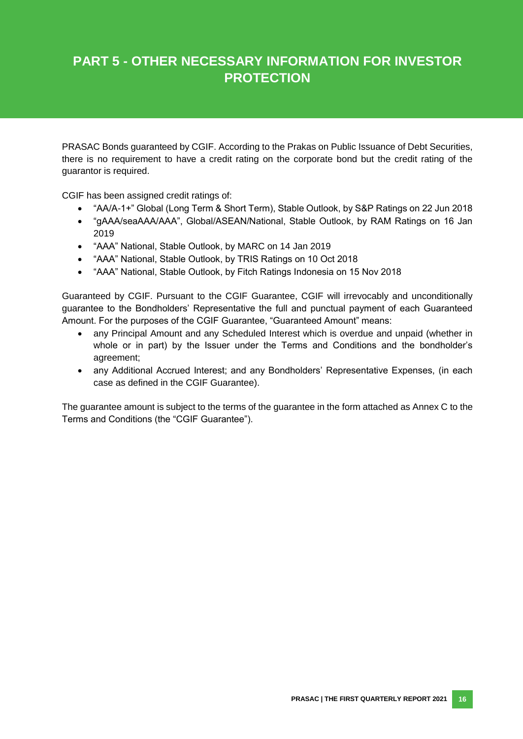# PART 5 - OTHER NECESSARY INFORMATION FOR INVESTOR PROTECTION

PRASAC Bonds guaranteed by CGIF. According to the Prakas on Public Issuance of Debt Securities, there is no requirement to have a credit rating on the corporate bond but the credit rating of the guarantor is required.

CGIF has been assigned credit ratings of:

- "AA/A-1+" Global (Long Term & Short Term), Stable Outlook, by S&P Ratings on 22 Jun 2018
- "gAAA/seaAAA/AAA", Global/ASEAN/National, Stable Outlook, by RAM Ratings on 16 Jan 2019
- "AAA" National, Stable Outlook, by MARC on 14 Jan 2019
- "AAA" National, Stable Outlook, by TRIS Ratings on 10 Oct 2018
- "AAA" National, Stable Outlook, by Fitch Ratings Indonesia on 15 Nov 2018

Guaranteed by CGIF. Pursuant to the CGIF Guarantee, CGIF will irrevocably and unconditionally guarantee to the Bondholders' Representative the full and punctual payment of each Guaranteed Amount. For the purposes of the CGIF Guarantee, "Guaranteed Amount" means:

- any Principal Amount and any Scheduled Interest which is overdue and unpaid (whether in whole or in part) by the Issuer under the Terms and Conditions and the bondholder's agreement;
- any Additional Accrued Interest; and any Bondholders' Representative Expenses, (in each case as defined in the CGIF Guarantee).

The guarantee amount is subject to the terms of the guarantee in the form attached as Annex C to the Terms and Conditions (the "CGIF Guarantee").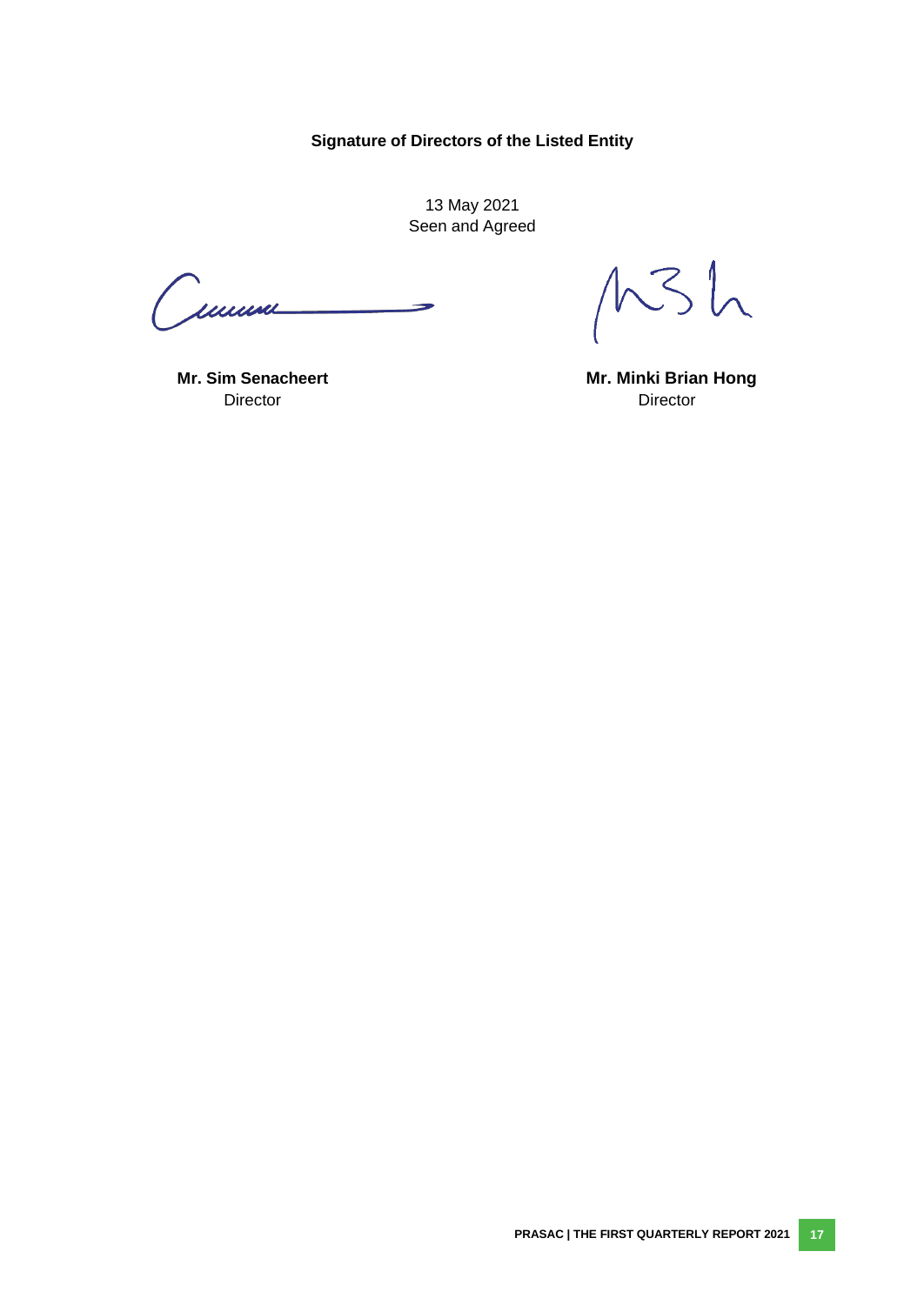**Signature of Directors of the Listed Entity**

13 May 2021
Seen and Agreed

| **Mr. Sim Senacheert** | **Mr. Minki Brian Hong** |
|---|---|
| Director | Director |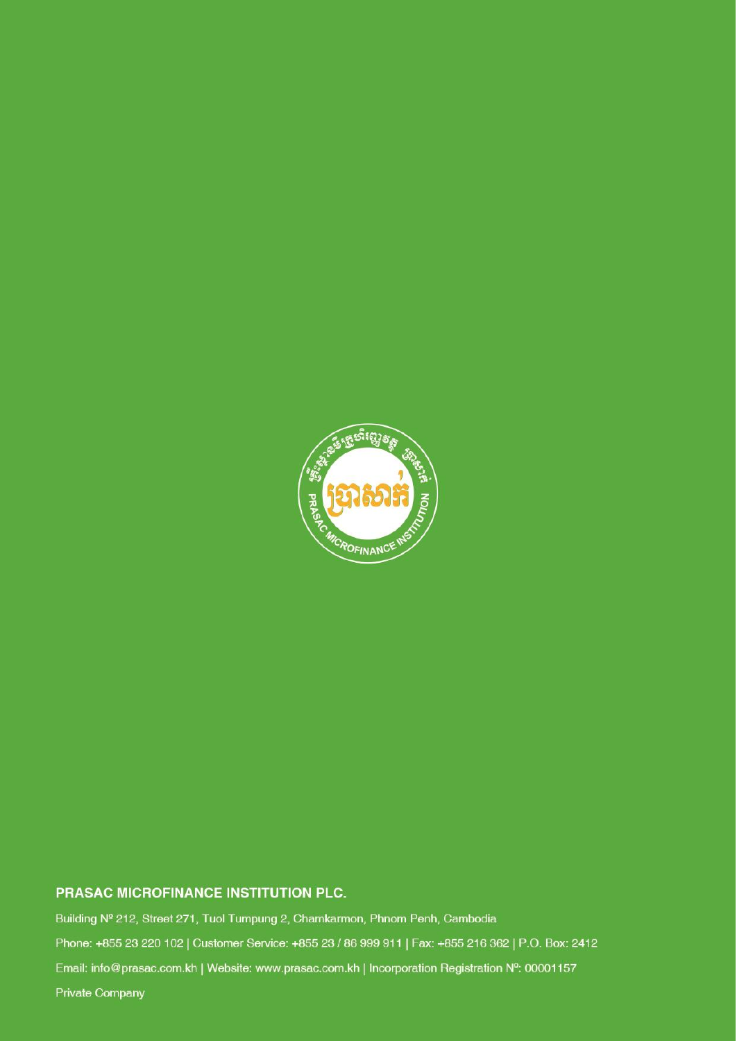**PRASAC MICROFINANCE INSTITUTION PLC.**

Building Nº 212, Street 271, Tuol Tumpung 2, Chamkarmon, Phnom Penh, Cambodia

Phone: +855 23 220 102 | Customer Service: +855 23 / 86 999 911 | Fax: +855 216 362 | P.O. Box: 2412

Email: info@prasac.com.kh | Website: www.prasac.com.kh | Incorporation Registration Nº: 00001157

Private Company